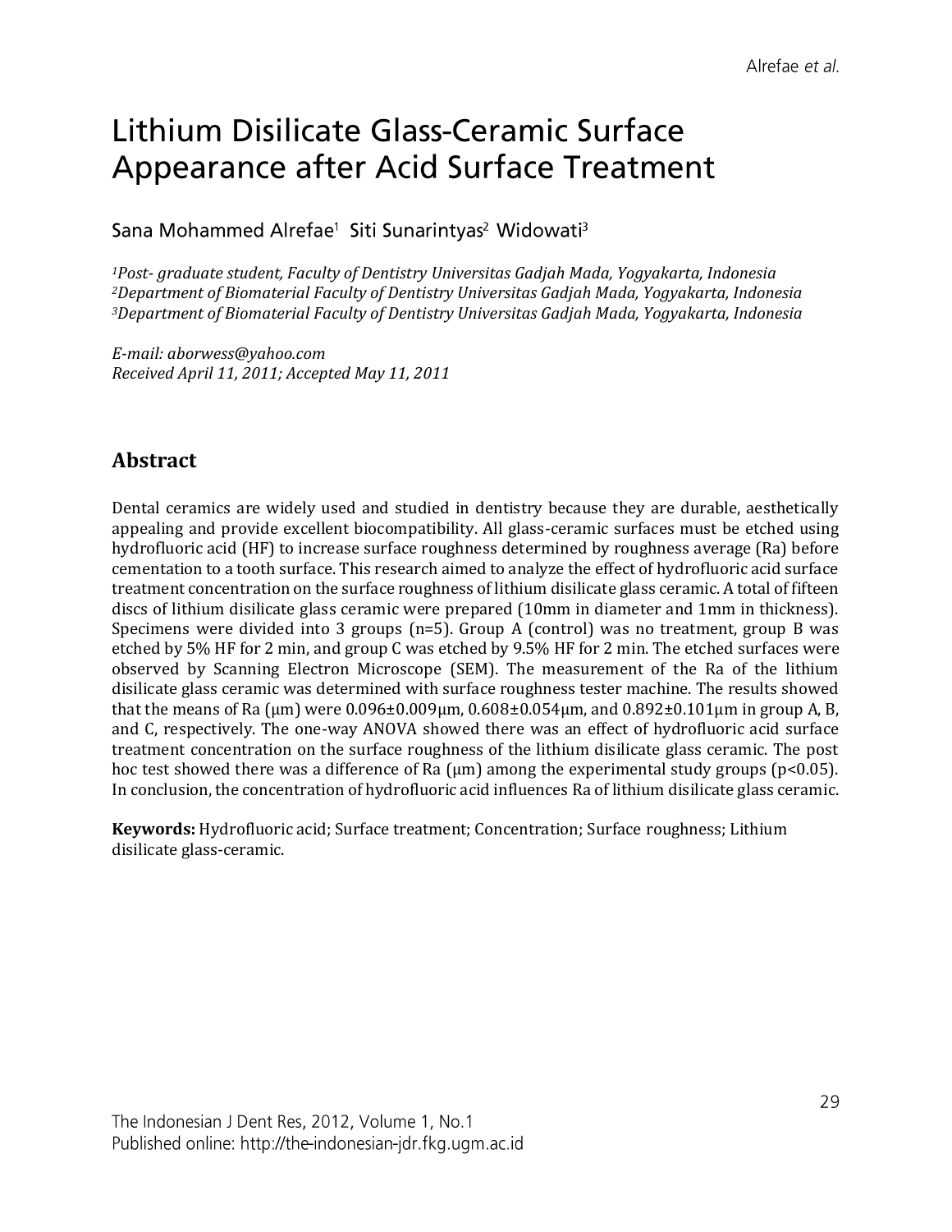# Lithium Disilicate Glass-Ceramic Surface Appearance after Acid Surface Treatment

Sana Mohammed Alrefae[1] Siti Sunarintyas[2] Widowati[3]

*[1]Post- graduate student, Faculty of Dentistry Universitas Gadjah Mada, Yogyakarta, Indonesia*
*[2]Department of Biomaterial Faculty of Dentistry Universitas Gadjah Mada, Yogyakarta, Indonesia*
*[3]Department of Biomaterial Faculty of Dentistry Universitas Gadjah Mada, Yogyakarta, Indonesia*

*E-mail: aborwess@yahoo.com*
*Received April 11, 2011; Accepted May 11, 2011*

## Abstract

Dental ceramics are widely used and studied in dentistry because they are durable, aesthetically appealing and provide excellent biocompatibility. All glass-ceramic surfaces must be etched using hydrofluoric acid (HF) to increase surface roughness determined by roughness average (Ra) before cementation to a tooth surface. This research aimed to analyze the effect of hydrofluoric acid surface treatment concentration on the surface roughness of lithium disilicate glass ceramic. A total of fifteen discs of lithium disilicate glass ceramic were prepared (10mm in diameter and 1mm in thickness). Specimens were divided into 3 groups (n=5). Group A (control) was no treatment, group B was etched by 5% HF for 2 min, and group C was etched by 9.5% HF for 2 min. The etched surfaces were observed by Scanning Electron Microscope (SEM). The measurement of the Ra of the lithium disilicate glass ceramic was determined with surface roughness tester machine. The results showed that the means of Ra (μm) were 0.096±0.009μm, 0.608±0.054μm, and 0.892±0.101μm in group A, B, and C, respectively. The one-way ANOVA showed there was an effect of hydrofluoric acid surface treatment concentration on the surface roughness of the lithium disilicate glass ceramic. The post hoc test showed there was a difference of Ra (μm) among the experimental study groups ($p<0.05$). In conclusion, the concentration of hydrofluoric acid influences Ra of lithium disilicate glass ceramic.

**Keywords:** Hydrofluoric acid; Surface treatment; Concentration; Surface roughness; Lithium disilicate glass-ceramic.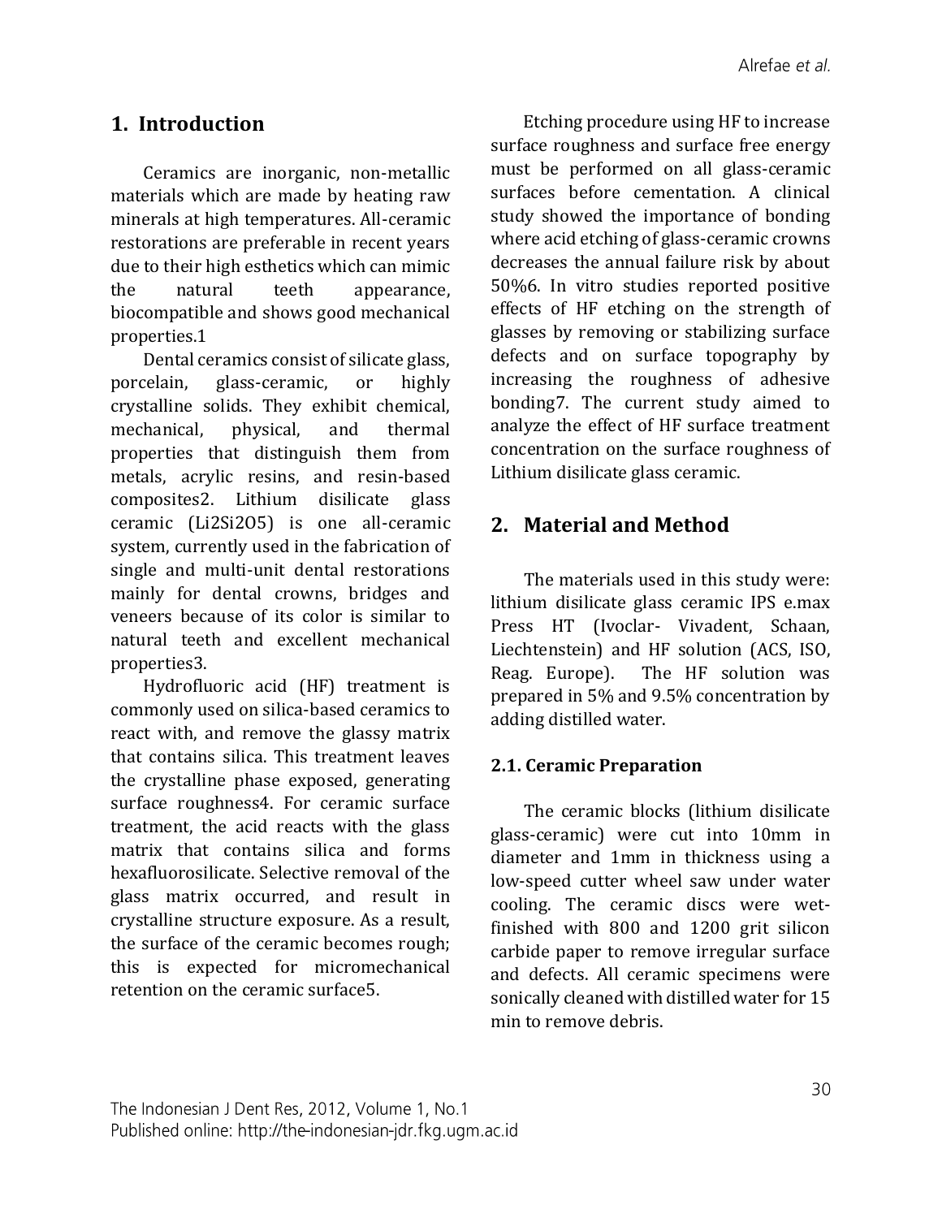## 1. Introduction

Ceramics are inorganic, non-metallic materials which are made by heating raw minerals at high temperatures. All-ceramic restorations are preferable in recent years due to their high esthetics which can mimic the natural teeth appearance, biocompatible and shows good mechanical properties.1

Dental ceramics consist of silicate glass, porcelain, glass-ceramic, or highly crystalline solids. They exhibit chemical, mechanical, physical, and thermal properties that distinguish them from metals, acrylic resins, and resin-based composites2. Lithium disilicate glass ceramic ($Li_2Si_2O_5$) is one all-ceramic system, currently used in the fabrication of single and multi-unit dental restorations mainly for dental crowns, bridges and veneers because of its color is similar to natural teeth and excellent mechanical properties3.

Hydrofluoric acid (HF) treatment is commonly used on silica-based ceramics to react with, and remove the glassy matrix that contains silica. This treatment leaves the crystalline phase exposed, generating surface roughness4. For ceramic surface treatment, the acid reacts with the glass matrix that contains silica and forms hexafluorosilicate. Selective removal of the glass matrix occurred, and result in crystalline structure exposure. As a result, the surface of the ceramic becomes rough; this is expected for micromechanical retention on the ceramic surface5.

Etching procedure using HF to increase surface roughness and surface free energy must be performed on all glass-ceramic surfaces before cementation. A clinical study showed the importance of bonding where acid etching of glass-ceramic crowns decreases the annual failure risk by about 50%6. In vitro studies reported positive effects of HF etching on the strength of glasses by removing or stabilizing surface defects and on surface topography by increasing the roughness of adhesive bonding7. The current study aimed to analyze the effect of HF surface treatment concentration on the surface roughness of Lithium disilicate glass ceramic.

## 2. Material and Method

The materials used in this study were: lithium disilicate glass ceramic IPS e.max Press HT (Ivoclar- Vivadent, Schaan, Liechtenstein) and HF solution (ACS, ISO, Reag. Europe). The HF solution was prepared in 5% and 9.5% concentration by adding distilled water.

### 2.1. Ceramic Preparation

The ceramic blocks (lithium disilicate glass-ceramic) were cut into 10mm in diameter and 1mm in thickness using a low-speed cutter wheel saw under water cooling. The ceramic discs were wet-finished with 800 and 1200 grit silicon carbide paper to remove irregular surface and defects. All ceramic specimens were sonically cleaned with distilled water for 15 min to remove debris.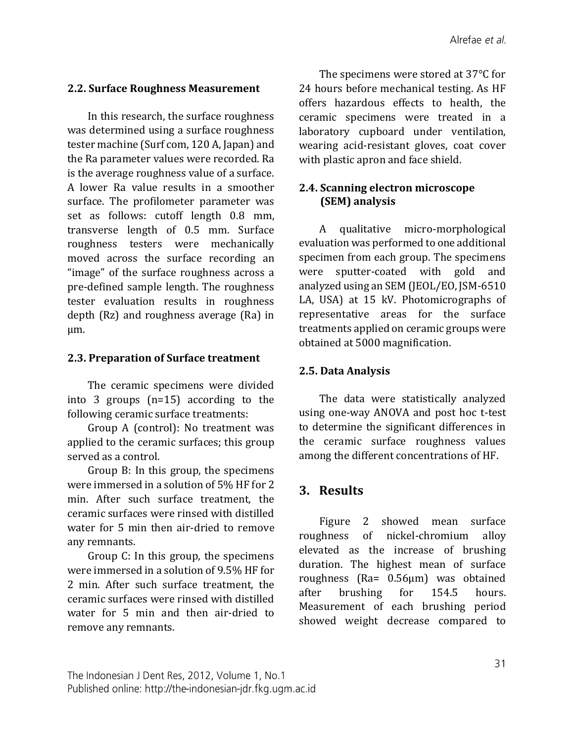### 2.2. Surface Roughness Measurement

In this research, the surface roughness was determined using a surface roughness tester machine (Surf com, 120 A, Japan) and the Ra parameter values were recorded. Ra is the average roughness value of a surface. A lower Ra value results in a smoother surface. The profilometer parameter was set as follows: cutoff length 0.8 mm, transverse length of 0.5 mm. Surface roughness testers were mechanically moved across the surface recording an "image" of the surface roughness across a pre-defined sample length. The roughness tester evaluation results in roughness depth (Rz) and roughness average (Ra) in µm.

### 2.3. Preparation of Surface treatment

The ceramic specimens were divided into 3 groups (n=15) according to the following ceramic surface treatments:

Group A (control): No treatment was applied to the ceramic surfaces; this group served as a control.

Group B: In this group, the specimens were immersed in a solution of 5% HF for 2 min. After such surface treatment, the ceramic surfaces were rinsed with distilled water for 5 min then air-dried to remove any remnants.

Group C: In this group, the specimens were immersed in a solution of 9.5% HF for 2 min. After such surface treatment, the ceramic surfaces were rinsed with distilled water for 5 min and then air-dried to remove any remnants.

The specimens were stored at 37°C for 24 hours before mechanical testing. As HF offers hazardous effects to health, the ceramic specimens were treated in a laboratory cupboard under ventilation, wearing acid-resistant gloves, coat cover with plastic apron and face shield.

### 2.4. Scanning electron microscope (SEM) analysis

A qualitative micro-morphological evaluation was performed to one additional specimen from each group. The specimens were sputter-coated with gold and analyzed using an SEM (JEOL/EO, JSM-6510 LA, USA) at 15 kV. Photomicrographs of representative areas for the surface treatments applied on ceramic groups were obtained at 5000 magnification.

### 2.5. Data Analysis

The data were statistically analyzed using one-way ANOVA and post hoc t-test to determine the significant differences in the ceramic surface roughness values among the different concentrations of HF.

## 3. Results

Figure 2 showed mean surface roughness of nickel-chromium alloy elevated as the increase of brushing duration. The highest mean of surface roughness (Ra= 0.56µm) was obtained after brushing for 154.5 hours. Measurement of each brushing period showed weight decrease compared to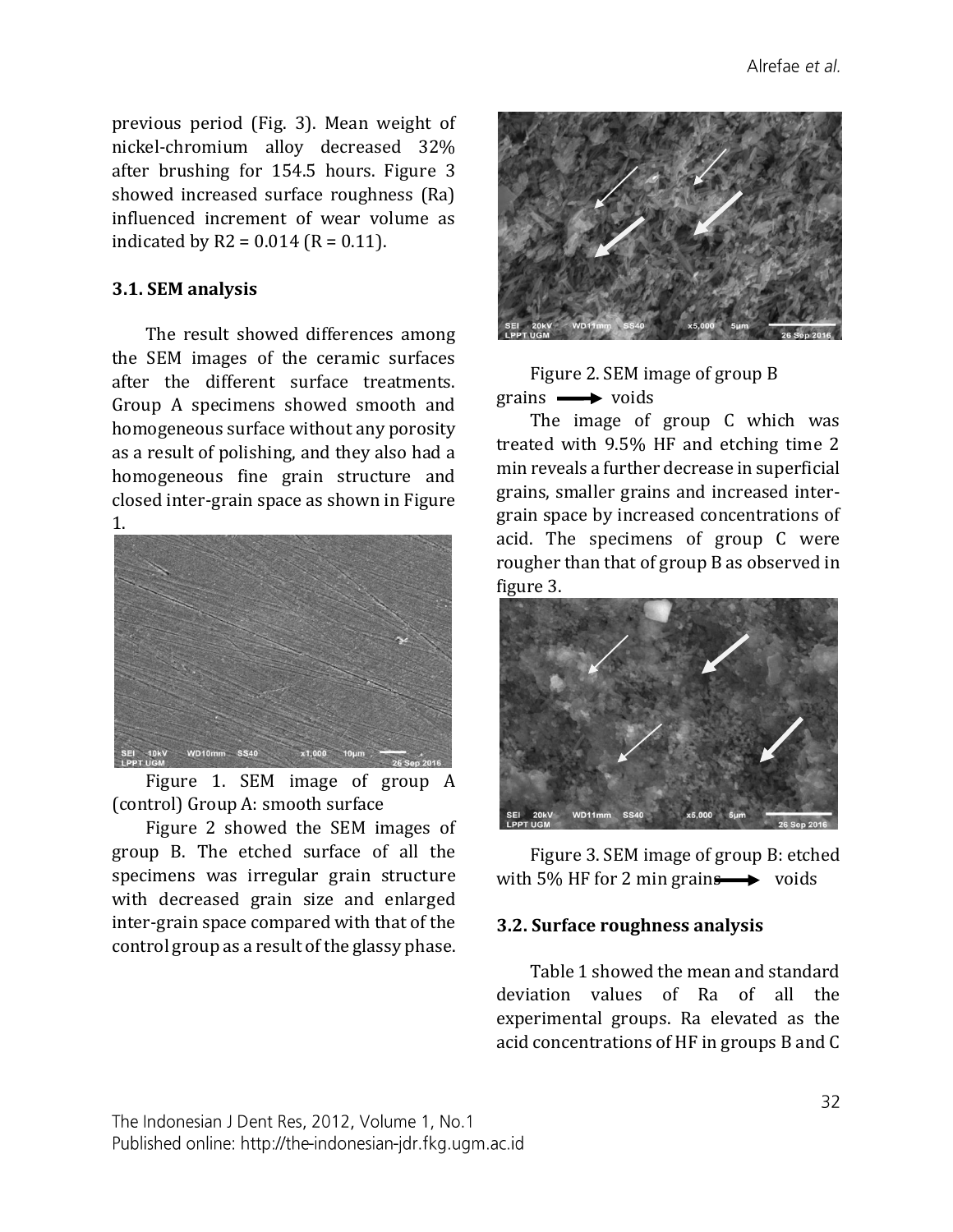previous period (Fig. 3). Mean weight of nickel-chromium alloy decreased 32% after brushing for 154.5 hours. Figure 3 showed increased surface roughness (Ra) influenced increment of wear volume as indicated by R2 = 0.014 (R = 0.11).

### 3.1. SEM analysis

The result showed differences among the SEM images of the ceramic surfaces after the different surface treatments. Group A specimens showed smooth and homogeneous surface without any porosity as a result of polishing, and they also had a homogeneous fine grain structure and closed inter-grain space as shown in Figure 1.

Figure 1. SEM image of group A (control) Group A: smooth surface

Figure 2 showed the SEM images of group B. The etched surface of all the specimens was irregular grain structure with decreased grain size and enlarged inter-grain space compared with that of the control group as a result of the glassy phase.

Figure 2. SEM image of group B grains ⟶ voids

The image of group C which was treated with 9.5% HF and etching time 2 min reveals a further decrease in superficial grains, smaller grains and increased inter-grain space by increased concentrations of acid. The specimens of group C were rougher than that of group B as observed in figure 3.

Figure 3. SEM image of group B: etched with 5% HF for 2 min grains ⟶ voids

### 3.2. Surface roughness analysis

Table 1 showed the mean and standard deviation values of Ra of all the experimental groups. Ra elevated as the acid concentrations of HF in groups B and C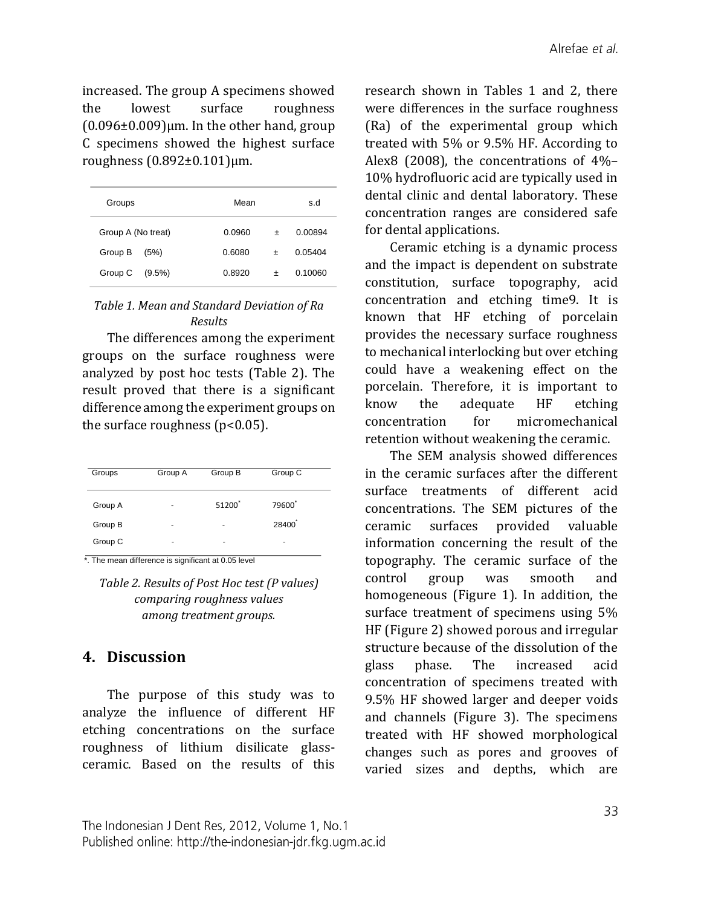increased. The group A specimens showed the lowest surface roughness (0.096±0.009)μm. In the other hand, group C specimens showed the highest surface roughness (0.892±0.101)μm.

| Groups | Mean | | s.d |
|---|---|---|---|
| Group A (No treat) | 0.0960 | ± | 0.00894 |
| Group B (5%) | 0.6080 | ± | 0.05404 |
| Group C (9.5%) | 0.8920 | ± | 0.10060 |

*Table 1. Mean and Standard Deviation of Ra Results*

The differences among the experiment groups on the surface roughness were analyzed by post hoc tests (Table 2). The result proved that there is a significant difference among the experiment groups on the surface roughness ($p<0.05$).

| Groups | Group A | Group B | Group C |
|---|---|---|---|
| Group A | - | 51200* | 79600* |
| Group B | - | - | 28400* |
| Group C | - | - | - |

*. The mean difference is significant at 0.05 level

*Table 2. Results of Post Hoc test (P values) comparing roughness values among treatment groups.*

## 4. Discussion

The purpose of this study was to analyze the influence of different HF etching concentrations on the surface roughness of lithium disilicate glass-ceramic. Based on the results of this research shown in Tables 1 and 2, there were differences in the surface roughness (Ra) of the experimental group which treated with 5% or 9.5% HF. According to Alex8 (2008), the concentrations of 4%–10% hydrofluoric acid are typically used in dental clinic and dental laboratory. These concentration ranges are considered safe for dental applications.

Ceramic etching is a dynamic process and the impact is dependent on substrate constitution, surface topography, acid concentration and etching time9. It is known that HF etching of porcelain provides the necessary surface roughness to mechanical interlocking but over etching could have a weakening effect on the porcelain. Therefore, it is important to know the adequate HF etching concentration for micromechanical retention without weakening the ceramic.

The SEM analysis showed differences in the ceramic surfaces after the different surface treatments of different acid concentrations. The SEM pictures of the ceramic surfaces provided valuable information concerning the result of the topography. The ceramic surface of the control group was smooth and homogeneous (Figure 1). In addition, the surface treatment of specimens using 5% HF (Figure 2) showed porous and irregular structure because of the dissolution of the glass phase. The increased acid concentration of specimens treated with 9.5% HF showed larger and deeper voids and channels (Figure 3). The specimens treated with HF showed morphological changes such as pores and grooves of varied sizes and depths, which are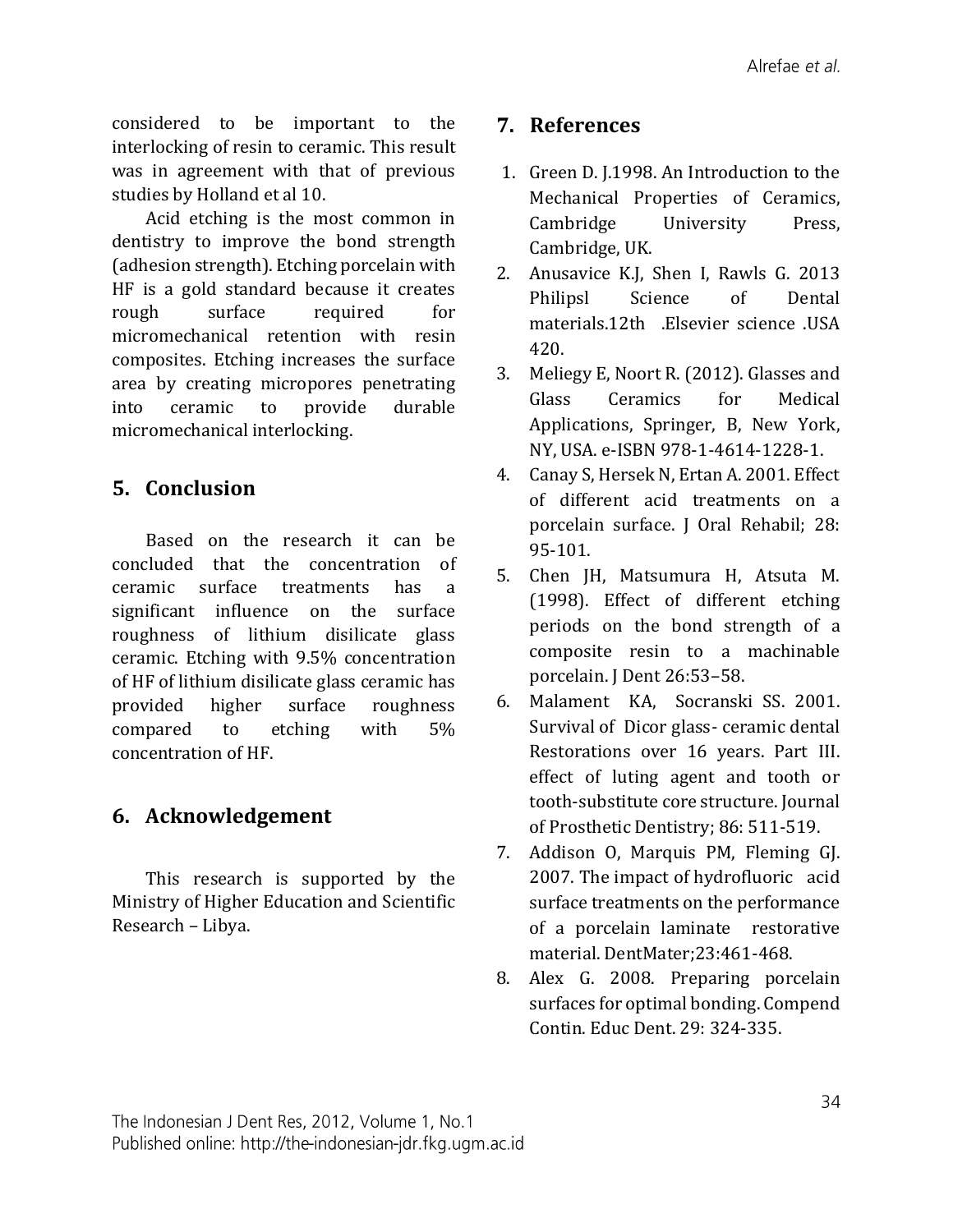considered to be important to the interlocking of resin to ceramic. This result was in agreement with that of previous studies by Holland et al 10.

Acid etching is the most common in dentistry to improve the bond strength (adhesion strength). Etching porcelain with HF is a gold standard because it creates rough surface required for micromechanical retention with resin composites. Etching increases the surface area by creating micropores penetrating into ceramic to provide durable micromechanical interlocking.

## 5. Conclusion

Based on the research it can be concluded that the concentration of ceramic surface treatments has a significant influence on the surface roughness of lithium disilicate glass ceramic. Etching with 9.5% concentration of HF of lithium disilicate glass ceramic has provided higher surface roughness compared to etching with 5% concentration of HF.

## 6. Acknowledgement

This research is supported by the Ministry of Higher Education and Scientific Research – Libya.

## 7. References

1. Green D. J.1998. An Introduction to the Mechanical Properties of Ceramics, Cambridge University Press, Cambridge, UK.
2. Anusavice K.J, Shen I, Rawls G. 2013 Philipsl Science of Dental materials.12th .Elsevier science .USA 420.
3. Meliegy E, Noort R. (2012). Glasses and Glass Ceramics for Medical Applications, Springer, B, New York, NY, USA. e-ISBN 978-1-4614-1228-1.
4. Canay S, Hersek N, Ertan A. 2001. Effect of different acid treatments on a porcelain surface. J Oral Rehabil; 28: 95-101.
5. Chen JH, Matsumura H, Atsuta M. (1998). Effect of different etching periods on the bond strength of a composite resin to a machinable porcelain. J Dent 26:53–58.
6. Malament KA, Socranski SS. 2001. Survival of Dicor glass- ceramic dental Restorations over 16 years. Part III. effect of luting agent and tooth or tooth-substitute core structure. Journal of Prosthetic Dentistry; 86: 511-519.
7. Addison O, Marquis PM, Fleming GJ. 2007. The impact of hydrofluoric acid surface treatments on the performance of a porcelain laminate restorative material. DentMater;23:461-468.
8. Alex G. 2008. Preparing porcelain surfaces for optimal bonding. Compend Contin. Educ Dent. 29: 324-335.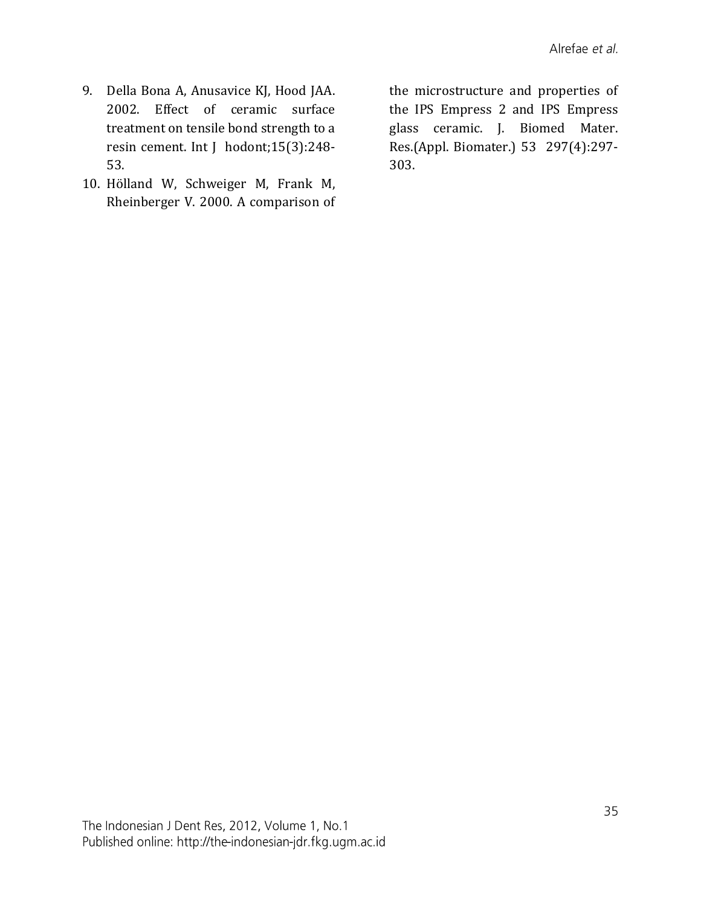9. Della Bona A, Anusavice KJ, Hood JAA. 2002. Effect of ceramic surface treatment on tensile bond strength to a resin cement. Int J hodont;15(3):248-53.
10. Hölland W, Schweiger M, Frank M, Rheinberger V. 2000. A comparison of the microstructure and properties of the IPS Empress 2 and IPS Empress glass ceramic. J. Biomed Mater. Res.(Appl. Biomater.) 53 297(4):297-303.